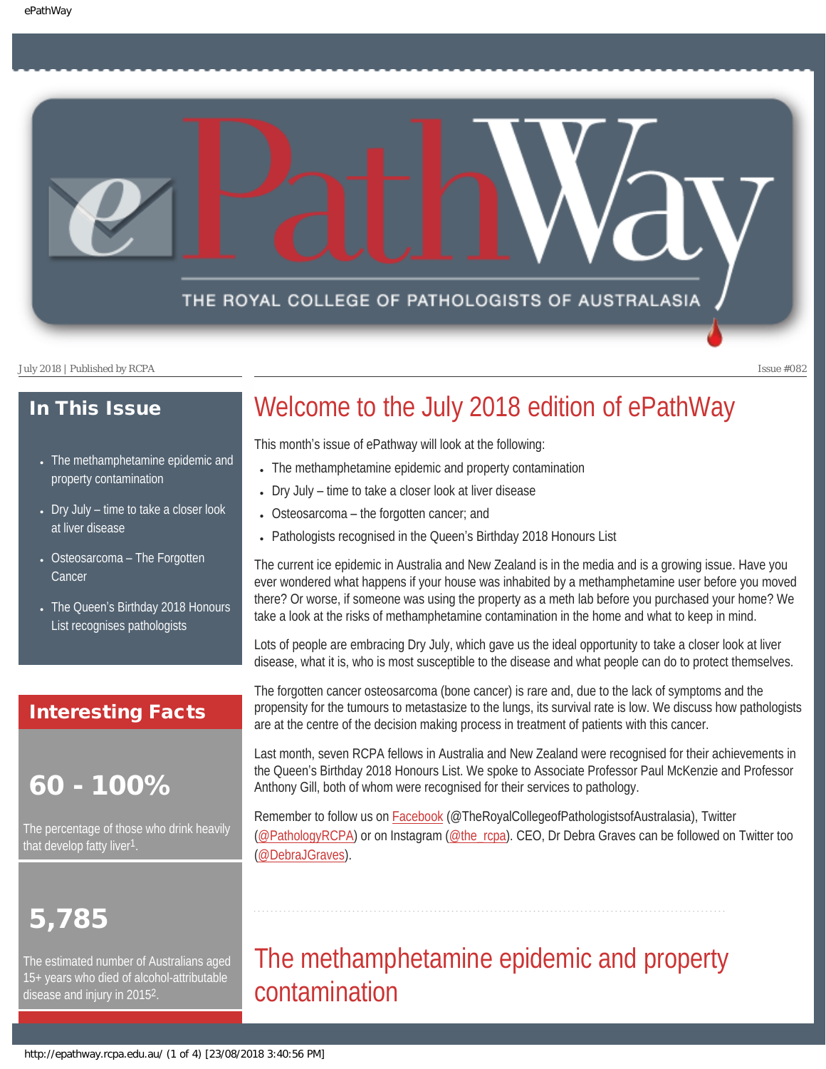# ePathWay

THE ROYAL COLLEGE OF PATHOLOGISTS OF AUSTRALASIA

July 2018 | Published by RCPA

Issue #082

## In This Issue

- The methamphetamine epidemic and property contamination
- Dry July – time to take a closer look at liver disease
- Osteosarcoma – The Forgotten Cancer
- The Queen's Birthday 2018 Honours List recognises pathologists

## Interesting Facts

**60 - 100%**

The percentage of those who drink heavily that develop fatty liver[1].

**5,785**

The estimated number of Australians aged 15+ years who died of alcohol-attributable disease and injury in 2015[2].

# Welcome to the July 2018 edition of ePathWay

This month's issue of ePathway will look at the following:

- The methamphetamine epidemic and property contamination
- Dry July – time to take a closer look at liver disease
- Osteosarcoma – the forgotten cancer; and
- Pathologists recognised in the Queen's Birthday 2018 Honours List

The current ice epidemic in Australia and New Zealand is in the media and is a growing issue. Have you ever wondered what happens if your house was inhabited by a methamphetamine user before you moved there? Or worse, if someone was using the property as a meth lab before you purchased your home? We take a look at the risks of methamphetamine contamination in the home and what to keep in mind.

Lots of people are embracing Dry July, which gave us the ideal opportunity to take a closer look at liver disease, what it is, who is most susceptible to the disease and what people can do to protect themselves.

The forgotten cancer osteosarcoma (bone cancer) is rare and, due to the lack of symptoms and the propensity for the tumours to metastasize to the lungs, its survival rate is low. We discuss how pathologists are at the centre of the decision making process in treatment of patients with this cancer.

Last month, seven RCPA fellows in Australia and New Zealand were recognised for their achievements in the Queen's Birthday 2018 Honours List. We spoke to Associate Professor Paul McKenzie and Professor Anthony Gill, both of whom were recognised for their services to pathology.

Remember to follow us on Facebook (@TheRoyalCollegeofPathologistsofAustralasia), Twitter (@PathologyRCPA) or on Instagram (@the_rcpa). CEO, Dr Debra Graves can be followed on Twitter too (@DebraJGraves).

# The methamphetamine epidemic and property contamination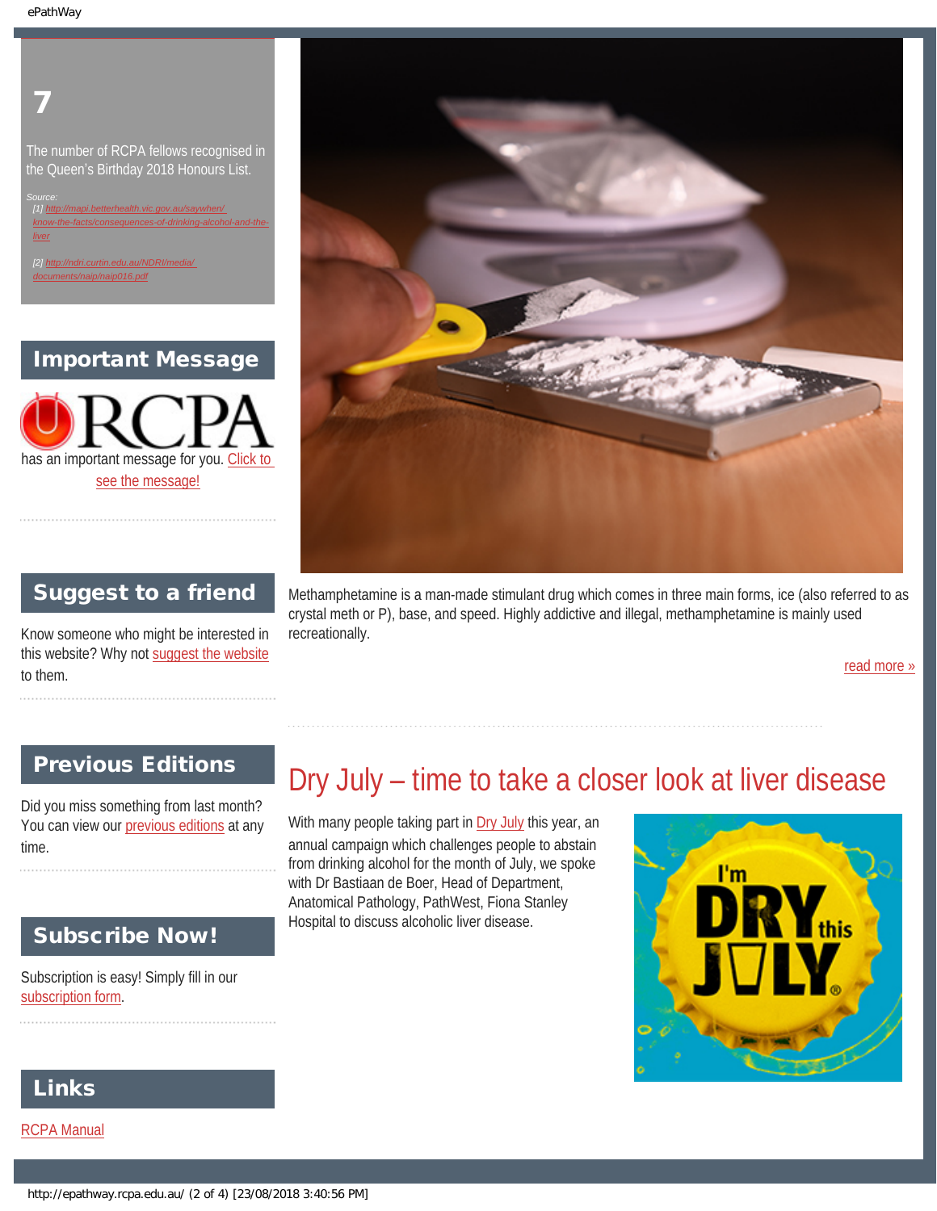**7**

The number of RCPA fellows recognised in the Queen's Birthday 2018 Honours List.

*Source:*
[1] http://mapi.betterhealth.vic.gov.au/saywhen/know-the-facts/consequences-of-drinking-alcohol-and-the-liver

[2] http://ndri.curtin.edu.au/NDRI/media/documents/naip/naip016.pdf

## Important Message

RCPA has an important message for you. Click to see the message!

## Suggest to a friend

Know someone who might be interested in this website? Why not suggest the website to them.

## Previous Editions

Did you miss something from last month? You can view our previous editions at any time.

## Subscribe Now!

Subscription is easy! Simply fill in our subscription form.

## Links

RCPA Manual

Methamphetamine is a man-made stimulant drug which comes in three main forms, ice (also referred to as crystal meth or P), base, and speed. Highly addictive and illegal, methamphetamine is mainly used recreationally.

read more »

# Dry July – time to take a closer look at liver disease

With many people taking part in Dry July this year, an annual campaign which challenges people to abstain from drinking alcohol for the month of July, we spoke with Dr Bastiaan de Boer, Head of Department, Anatomical Pathology, PathWest, Fiona Stanley Hospital to discuss alcoholic liver disease.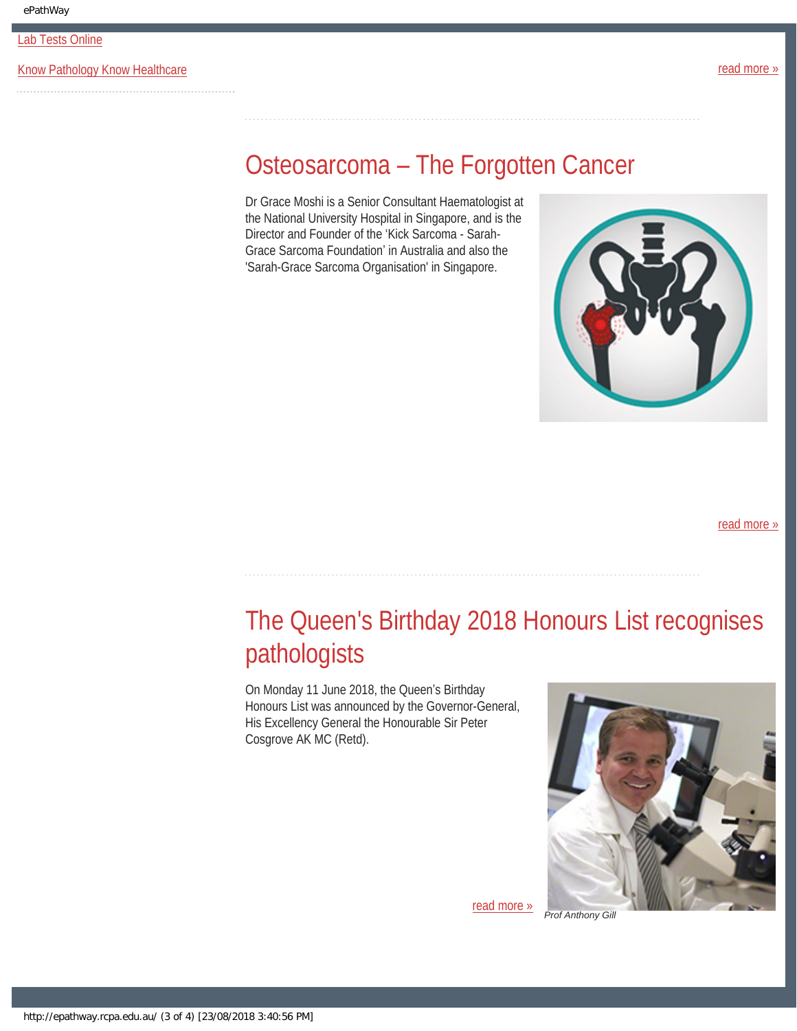Lab Tests Online

Know Pathology Know Healthcare

read more »

## Osteosarcoma – The Forgotten Cancer

Dr Grace Moshi is a Senior Consultant Haematologist at the National University Hospital in Singapore, and is the Director and Founder of the 'Kick Sarcoma - Sarah-Grace Sarcoma Foundation' in Australia and also the 'Sarah-Grace Sarcoma Organisation' in Singapore.

read more »

## The Queen's Birthday 2018 Honours List recognises pathologists

On Monday 11 June 2018, the Queen's Birthday Honours List was announced by the Governor-General, His Excellency General the Honourable Sir Peter Cosgrove AK MC (Retd).

read more »

*Prof Anthony Gill*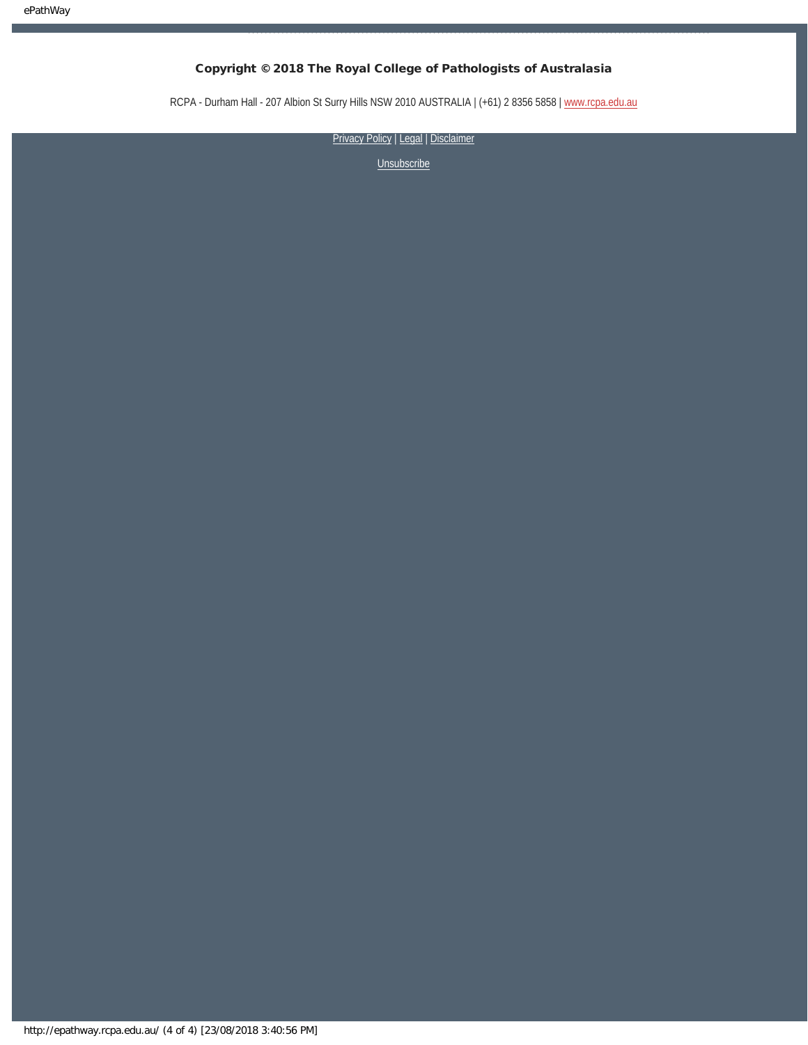**Copyright © 2018 The Royal College of Pathologists of Australasia**

RCPA - Durham Hall - 207 Albion St Surry Hills NSW 2010 AUSTRALIA | (+61) 2 8356 5858 | www.rcpa.edu.au

Privacy Policy | Legal | Disclaimer

Unsubscribe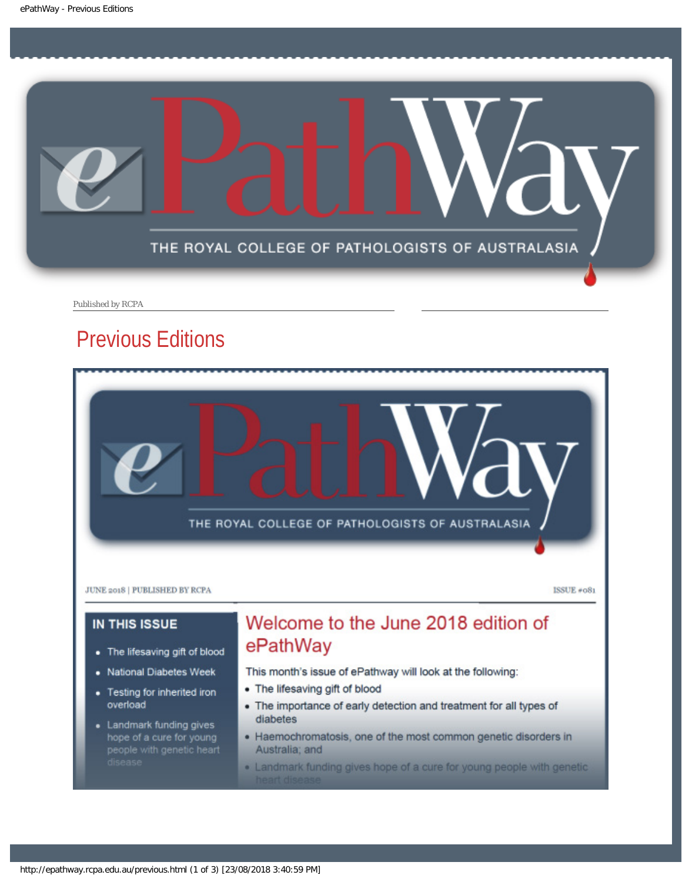Published by RCPA

# Previous Editions

JUNE 2018 | PUBLISHED BY RCPA

ISSUE #081

## IN THIS ISSUE

- The lifesaving gift of blood
- National Diabetes Week
- Testing for inherited iron overload
- Landmark funding gives hope of a cure for young people with genetic heart disease

## Welcome to the June 2018 edition of ePathWay

This month's issue of ePathway will look at the following:

- The lifesaving gift of blood
- The importance of early detection and treatment for all types of diabetes
- Haemochromatosis, one of the most common genetic disorders in Australia; and
- Landmark funding gives hope of a cure for young people with genetic heart disease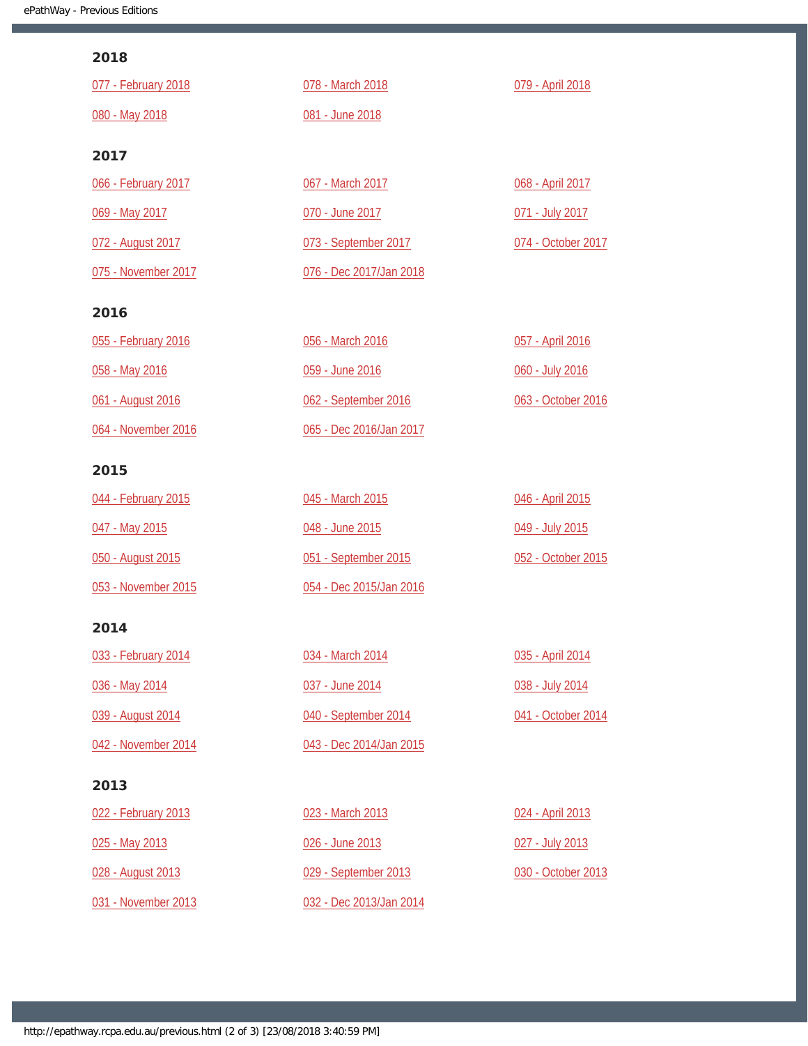## 2018

077 - February 2018

078 - March 2018

079 - April 2018

080 - May 2018

081 - June 2018

## 2017

066 - February 2017

067 - March 2017

068 - April 2017

069 - May 2017

070 - June 2017

071 - July 2017

072 - August 2017

073 - September 2017

074 - October 2017

075 - November 2017

076 - Dec 2017/Jan 2018

## 2016

055 - February 2016

056 - March 2016

057 - April 2016

058 - May 2016

059 - June 2016

060 - July 2016

061 - August 2016

062 - September 2016

063 - October 2016

064 - November 2016

065 - Dec 2016/Jan 2017

## 2015

044 - February 2015

045 - March 2015

046 - April 2015

047 - May 2015

048 - June 2015

049 - July 2015

050 - August 2015

051 - September 2015

052 - October 2015

053 - November 2015

054 - Dec 2015/Jan 2016

## 2014

033 - February 2014

034 - March 2014

035 - April 2014

036 - May 2014

037 - June 2014

038 - July 2014

039 - August 2014

040 - September 2014

041 - October 2014

042 - November 2014

043 - Dec 2014/Jan 2015

## 2013

022 - February 2013

023 - March 2013

024 - April 2013

025 - May 2013

026 - June 2013

027 - July 2013

028 - August 2013

029 - September 2013

030 - October 2013

031 - November 2013

032 - Dec 2013/Jan 2014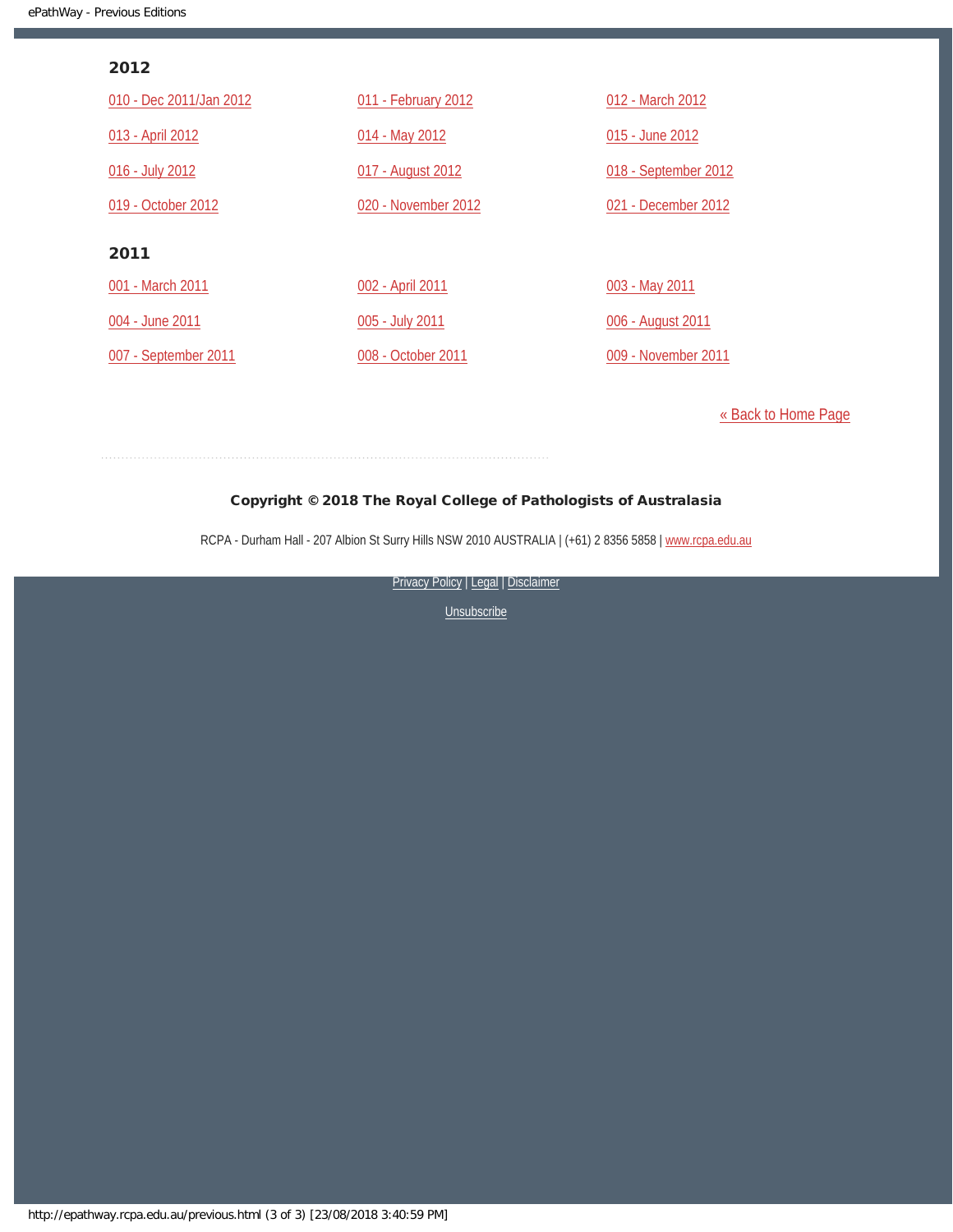## 2012

- 010 - Dec 2011/Jan 2012
- 011 - February 2012
- 012 - March 2012
- 013 - April 2012
- 014 - May 2012
- 015 - June 2012
- 016 - July 2012
- 017 - August 2012
- 018 - September 2012
- 019 - October 2012
- 020 - November 2012
- 021 - December 2012

## 2011

- 001 - March 2011
- 002 - April 2011
- 003 - May 2011
- 004 - June 2011
- 005 - July 2011
- 006 - August 2011
- 007 - September 2011
- 008 - October 2011
- 009 - November 2011

« Back to Home Page

**Copyright © 2018 The Royal College of Pathologists of Australasia**

RCPA - Durham Hall - 207 Albion St Surry Hills NSW 2010 AUSTRALIA | (+61) 2 8356 5858 | www.rcpa.edu.au

Privacy Policy | Legal | Disclaimer

Unsubscribe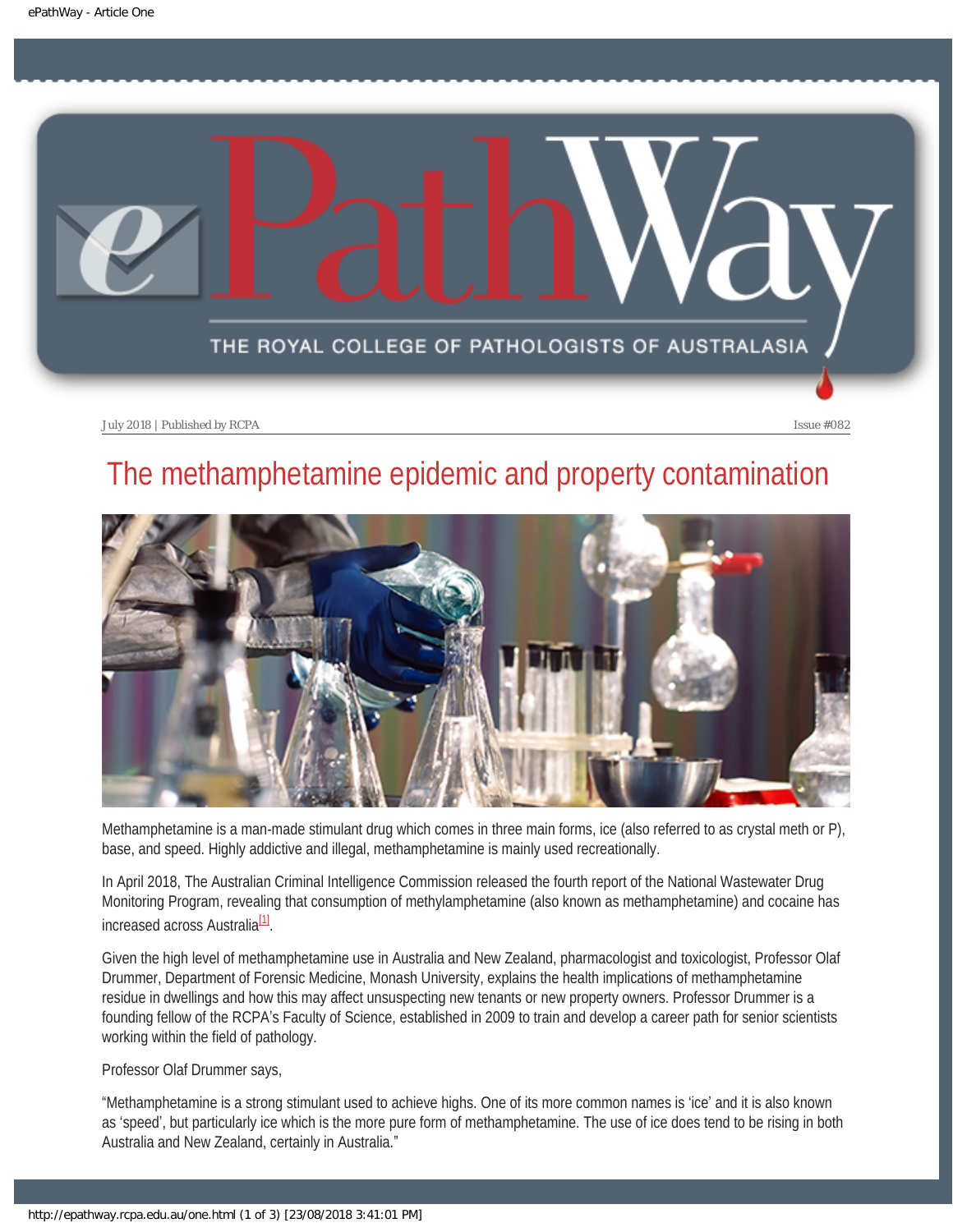July 2018 | Published by RCPA

Issue #082

# The methamphetamine epidemic and property contamination

Methamphetamine is a man-made stimulant drug which comes in three main forms, ice (also referred to as crystal meth or P), base, and speed. Highly addictive and illegal, methamphetamine is mainly used recreationally.

In April 2018, The Australian Criminal Intelligence Commission released the fourth report of the National Wastewater Drug Monitoring Program, revealing that consumption of methylamphetamine (also known as methamphetamine) and cocaine has increased across Australia[1].

Given the high level of methamphetamine use in Australia and New Zealand, pharmacologist and toxicologist, Professor Olaf Drummer, Department of Forensic Medicine, Monash University, explains the health implications of methamphetamine residue in dwellings and how this may affect unsuspecting new tenants or new property owners. Professor Drummer is a founding fellow of the RCPA's Faculty of Science, established in 2009 to train and develop a career path for senior scientists working within the field of pathology.

Professor Olaf Drummer says,

"Methamphetamine is a strong stimulant used to achieve highs. One of its more common names is 'ice' and it is also known as 'speed', but particularly ice which is the more pure form of methamphetamine. The use of ice does tend to be rising in both Australia and New Zealand, certainly in Australia."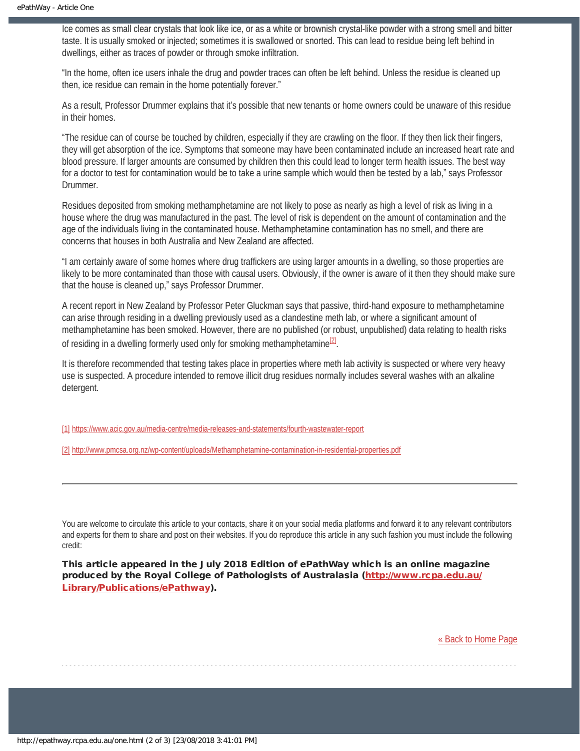Ice comes as small clear crystals that look like ice, or as a white or brownish crystal-like powder with a strong smell and bitter taste. It is usually smoked or injected; sometimes it is swallowed or snorted. This can lead to residue being left behind in dwellings, either as traces of powder or through smoke infiltration.

"In the home, often ice users inhale the drug and powder traces can often be left behind. Unless the residue is cleaned up then, ice residue can remain in the home potentially forever."

As a result, Professor Drummer explains that it's possible that new tenants or home owners could be unaware of this residue in their homes.

"The residue can of course be touched by children, especially if they are crawling on the floor. If they then lick their fingers, they will get absorption of the ice. Symptoms that someone may have been contaminated include an increased heart rate and blood pressure. If larger amounts are consumed by children then this could lead to longer term health issues. The best way for a doctor to test for contamination would be to take a urine sample which would then be tested by a lab," says Professor Drummer.

Residues deposited from smoking methamphetamine are not likely to pose as nearly as high a level of risk as living in a house where the drug was manufactured in the past. The level of risk is dependent on the amount of contamination and the age of the individuals living in the contaminated house. Methamphetamine contamination has no smell, and there are concerns that houses in both Australia and New Zealand are affected.

"I am certainly aware of some homes where drug traffickers are using larger amounts in a dwelling, so those properties are likely to be more contaminated than those with causal users. Obviously, if the owner is aware of it then they should make sure that the house is cleaned up," says Professor Drummer.

A recent report in New Zealand by Professor Peter Gluckman says that passive, third-hand exposure to methamphetamine can arise through residing in a dwelling previously used as a clandestine meth lab, or where a significant amount of methamphetamine has been smoked. However, there are no published (or robust, unpublished) data relating to health risks of residing in a dwelling formerly used only for smoking methamphetamine[2].

It is therefore recommended that testing takes place in properties where meth lab activity is suspected or where very heavy use is suspected. A procedure intended to remove illicit drug residues normally includes several washes with an alkaline detergent.

[1] https://www.acic.gov.au/media-centre/media-releases-and-statements/fourth-wastewater-report

[2] http://www.pmcsa.org.nz/wp-content/uploads/Methamphetamine-contamination-in-residential-properties.pdf

---

You are welcome to circulate this article to your contacts, share it on your social media platforms and forward it to any relevant contributors and experts for them to share and post on their websites. If you do reproduce this article in any such fashion you must include the following credit:

**This article appeared in the July 2018 Edition of ePathWay which is an online magazine produced by the Royal College of Pathologists of Australasia (http://www.rcpa.edu.au/Library/Publications/ePathway).**

« Back to Home Page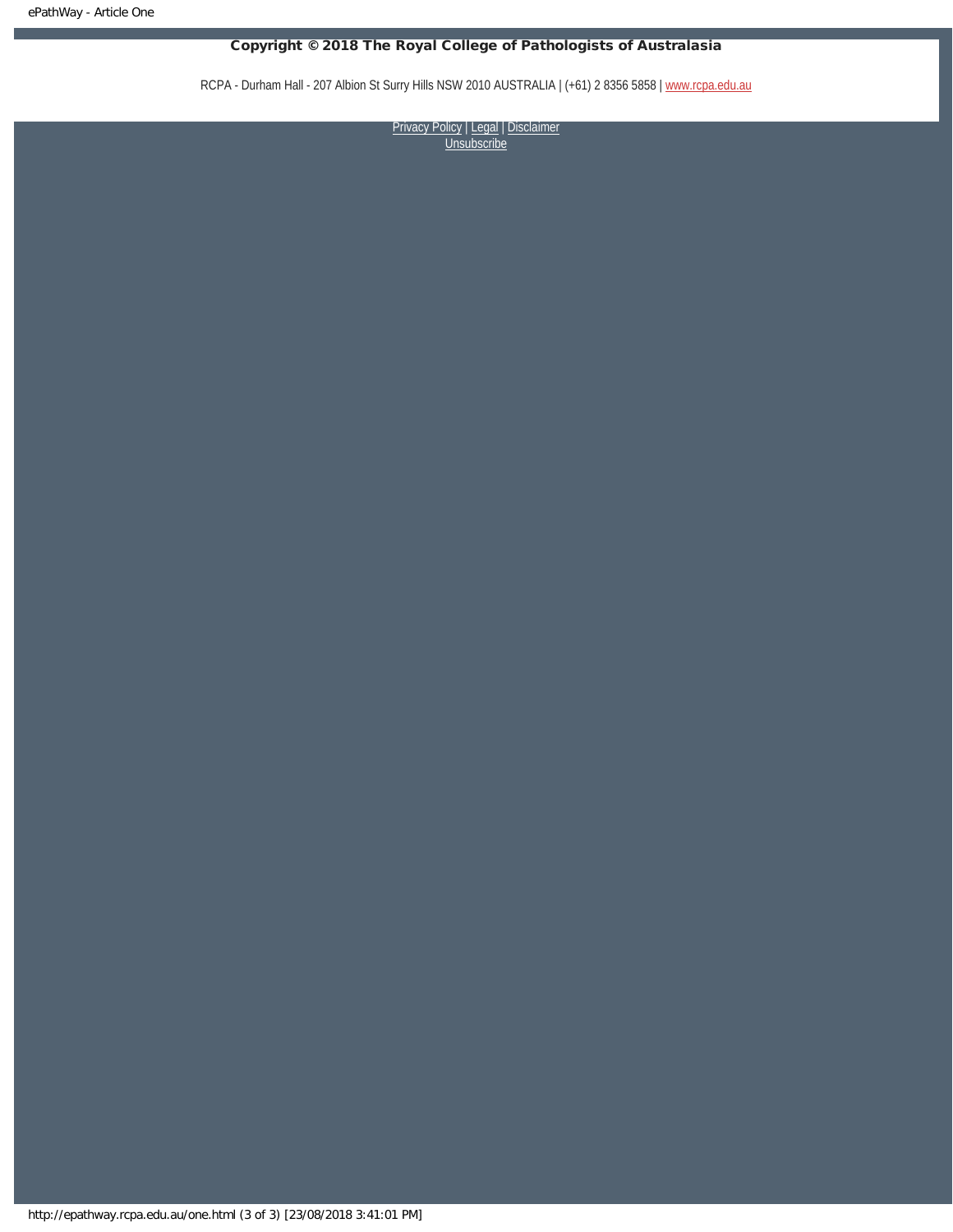**Copyright © 2018 The Royal College of Pathologists of Australasia**

RCPA - Durham Hall - 207 Albion St Surry Hills NSW 2010 AUSTRALIA | (+61) 2 8356 5858 | www.rcpa.edu.au

Privacy Policy | Legal | Disclaimer
Unsubscribe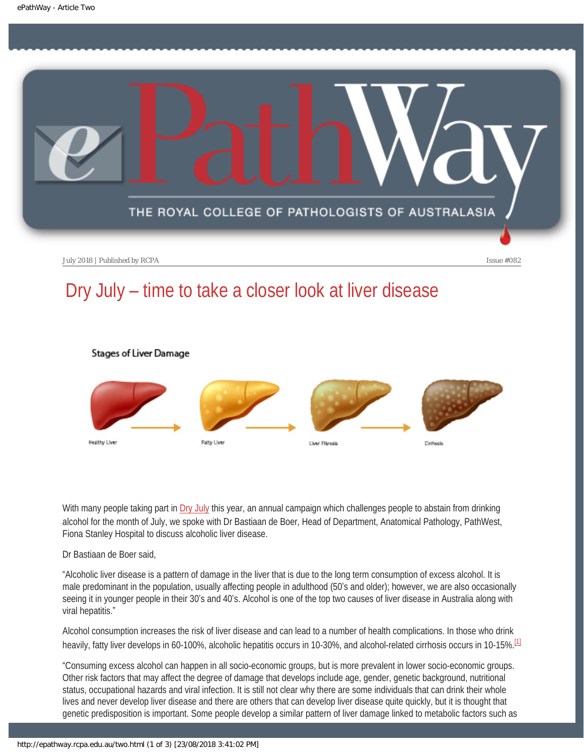July 2018 | Published by RCPA

Issue #082

# Dry July – time to take a closer look at liver disease

Stages of Liver Damage

Healthy Liver → Fatty Liver → Liver Fibrosis → Cirrhosis

With many people taking part in Dry July this year, an annual campaign which challenges people to abstain from drinking alcohol for the month of July, we spoke with Dr Bastiaan de Boer, Head of Department, Anatomical Pathology, PathWest, Fiona Stanley Hospital to discuss alcoholic liver disease.

Dr Bastiaan de Boer said,

"Alcoholic liver disease is a pattern of damage in the liver that is due to the long term consumption of excess alcohol. It is male predominant in the population, usually affecting people in adulthood (50's and older); however, we are also occasionally seeing it in younger people in their 30's and 40's. Alcohol is one of the top two causes of liver disease in Australia along with viral hepatitis."

Alcohol consumption increases the risk of liver disease and can lead to a number of health complications. In those who drink heavily, fatty liver develops in 60-100%, alcoholic hepatitis occurs in 10-30%, and alcohol-related cirrhosis occurs in 10-15%.[1]

"Consuming excess alcohol can happen in all socio-economic groups, but is more prevalent in lower socio-economic groups. Other risk factors that may affect the degree of damage that develops include age, gender, genetic background, nutritional status, occupational hazards and viral infection. It is still not clear why there are some individuals that can drink their whole lives and never develop liver disease and there are others that can develop liver disease quite quickly, but it is thought that genetic predisposition is important. Some people develop a similar pattern of liver damage linked to metabolic factors such as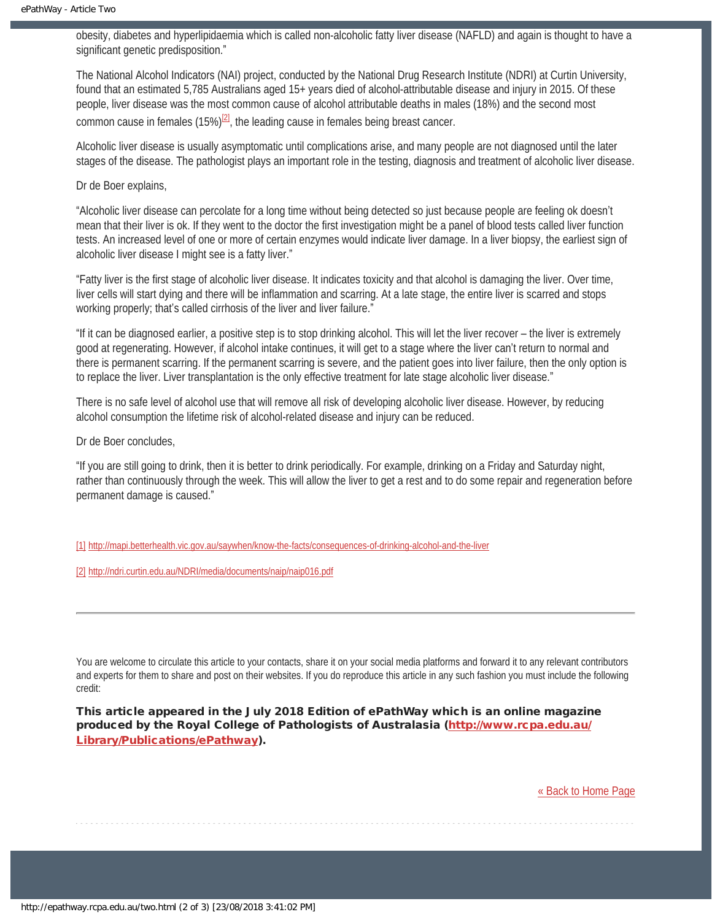obesity, diabetes and hyperlipidaemia which is called non-alcoholic fatty liver disease (NAFLD) and again is thought to have a significant genetic predisposition."

The National Alcohol Indicators (NAI) project, conducted by the National Drug Research Institute (NDRI) at Curtin University, found that an estimated 5,785 Australians aged 15+ years died of alcohol-attributable disease and injury in 2015. Of these people, liver disease was the most common cause of alcohol attributable deaths in males (18%) and the second most common cause in females (15%)[2], the leading cause in females being breast cancer.

Alcoholic liver disease is usually asymptomatic until complications arise, and many people are not diagnosed until the later stages of the disease. The pathologist plays an important role in the testing, diagnosis and treatment of alcoholic liver disease.

Dr de Boer explains,

"Alcoholic liver disease can percolate for a long time without being detected so just because people are feeling ok doesn't mean that their liver is ok. If they went to the doctor the first investigation might be a panel of blood tests called liver function tests. An increased level of one or more of certain enzymes would indicate liver damage. In a liver biopsy, the earliest sign of alcoholic liver disease I might see is a fatty liver."

"Fatty liver is the first stage of alcoholic liver disease. It indicates toxicity and that alcohol is damaging the liver. Over time, liver cells will start dying and there will be inflammation and scarring. At a late stage, the entire liver is scarred and stops working properly; that's called cirrhosis of the liver and liver failure."

"If it can be diagnosed earlier, a positive step is to stop drinking alcohol. This will let the liver recover – the liver is extremely good at regenerating. However, if alcohol intake continues, it will get to a stage where the liver can't return to normal and there is permanent scarring. If the permanent scarring is severe, and the patient goes into liver failure, then the only option is to replace the liver. Liver transplantation is the only effective treatment for late stage alcoholic liver disease."

There is no safe level of alcohol use that will remove all risk of developing alcoholic liver disease. However, by reducing alcohol consumption the lifetime risk of alcohol-related disease and injury can be reduced.

Dr de Boer concludes,

"If you are still going to drink, then it is better to drink periodically. For example, drinking on a Friday and Saturday night, rather than continuously through the week. This will allow the liver to get a rest and to do some repair and regeneration before permanent damage is caused."

[1] http://mapi.betterhealth.vic.gov.au/saywhen/know-the-facts/consequences-of-drinking-alcohol-and-the-liver

[2] http://ndri.curtin.edu.au/NDRI/media/documents/naip/naip016.pdf

---

You are welcome to circulate this article to your contacts, share it on your social media platforms and forward it to any relevant contributors and experts for them to share and post on their websites. If you do reproduce this article in any such fashion you must include the following credit:

**This article appeared in the July 2018 Edition of ePathWay which is an online magazine produced by the Royal College of Pathologists of Australasia (http://www.rcpa.edu.au/Library/Publications/ePathway).**

« Back to Home Page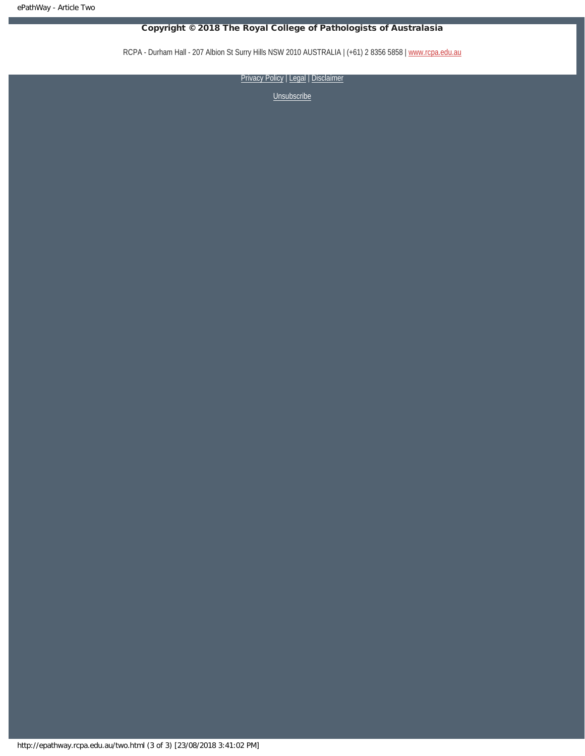**Copyright © 2018 The Royal College of Pathologists of Australasia**

RCPA - Durham Hall - 207 Albion St Surry Hills NSW 2010 AUSTRALIA | (+61) 2 8356 5858 | www.rcpa.edu.au

Privacy Policy | Legal | Disclaimer

Unsubscribe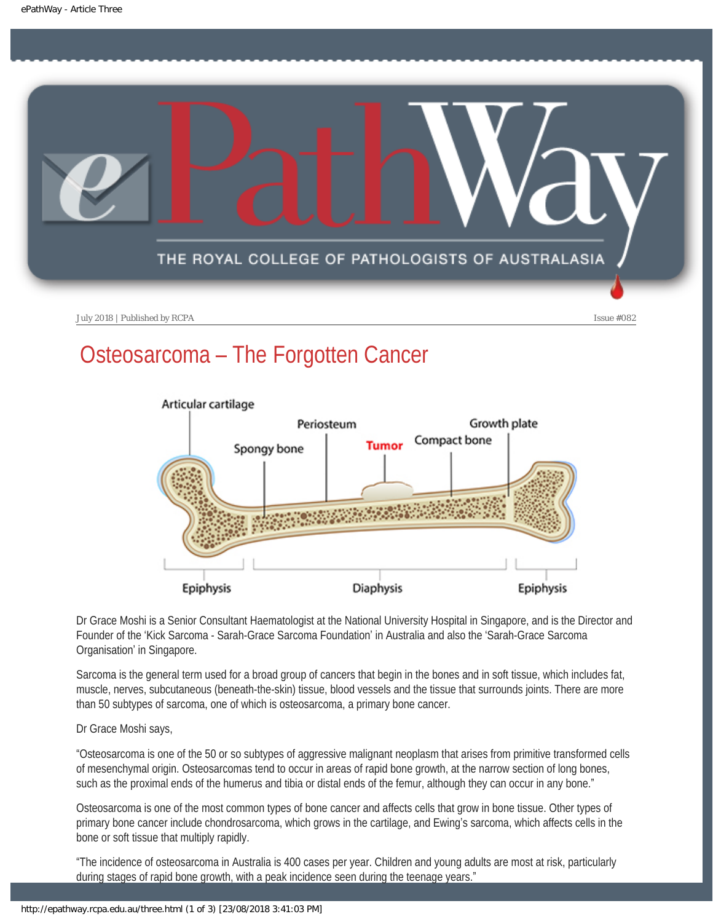July 2018 | Published by RCPA Issue #082

# Osteosarcoma – The Forgotten Cancer

Dr Grace Moshi is a Senior Consultant Haematologist at the National University Hospital in Singapore, and is the Director and Founder of the 'Kick Sarcoma - Sarah-Grace Sarcoma Foundation' in Australia and also the 'Sarah-Grace Sarcoma Organisation' in Singapore.

Sarcoma is the general term used for a broad group of cancers that begin in the bones and in soft tissue, which includes fat, muscle, nerves, subcutaneous (beneath-the-skin) tissue, blood vessels and the tissue that surrounds joints. There are more than 50 subtypes of sarcoma, one of which is osteosarcoma, a primary bone cancer.

Dr Grace Moshi says,

"Osteosarcoma is one of the 50 or so subtypes of aggressive malignant neoplasm that arises from primitive transformed cells of mesenchymal origin. Osteosarcomas tend to occur in areas of rapid bone growth, at the narrow section of long bones, such as the proximal ends of the humerus and tibia or distal ends of the femur, although they can occur in any bone."

Osteosarcoma is one of the most common types of bone cancer and affects cells that grow in bone tissue. Other types of primary bone cancer include chondrosarcoma, which grows in the cartilage, and Ewing's sarcoma, which affects cells in the bone or soft tissue that multiply rapidly.

"The incidence of osteosarcoma in Australia is 400 cases per year. Children and young adults are most at risk, particularly during stages of rapid bone growth, with a peak incidence seen during the teenage years."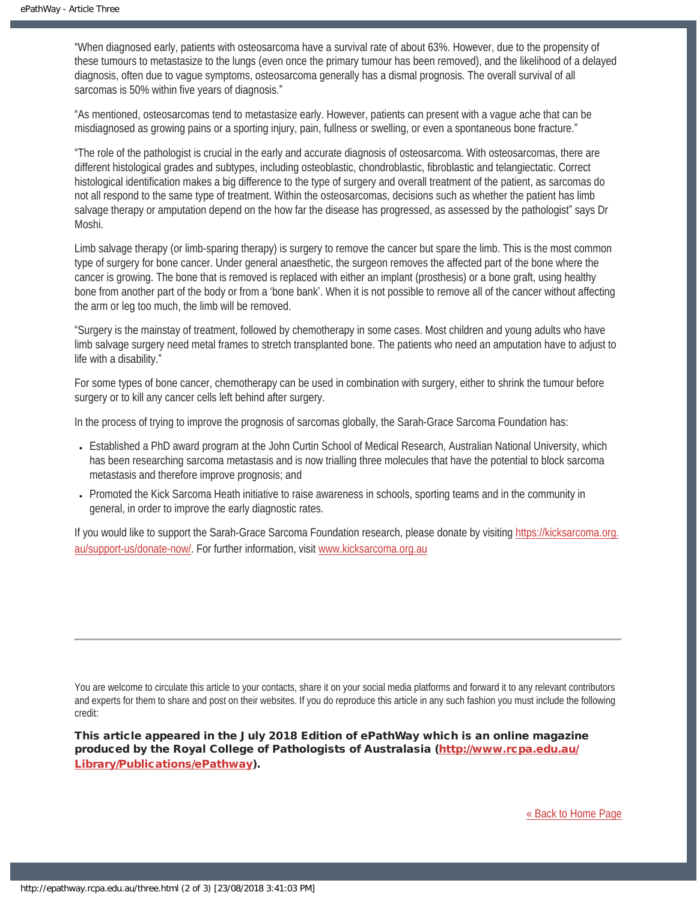"When diagnosed early, patients with osteosarcoma have a survival rate of about 63%. However, due to the propensity of these tumours to metastasize to the lungs (even once the primary tumour has been removed), and the likelihood of a delayed diagnosis, often due to vague symptoms, osteosarcoma generally has a dismal prognosis. The overall survival of all sarcomas is 50% within five years of diagnosis."

"As mentioned, osteosarcomas tend to metastasize early. However, patients can present with a vague ache that can be misdiagnosed as growing pains or a sporting injury, pain, fullness or swelling, or even a spontaneous bone fracture."

"The role of the pathologist is crucial in the early and accurate diagnosis of osteosarcoma. With osteosarcomas, there are different histological grades and subtypes, including osteoblastic, chondroblastic, fibroblastic and telangiectatic. Correct histological identification makes a big difference to the type of surgery and overall treatment of the patient, as sarcomas do not all respond to the same type of treatment. Within the osteosarcomas, decisions such as whether the patient has limb salvage therapy or amputation depend on the how far the disease has progressed, as assessed by the pathologist" says Dr Moshi.

Limb salvage therapy (or limb-sparing therapy) is surgery to remove the cancer but spare the limb. This is the most common type of surgery for bone cancer. Under general anaesthetic, the surgeon removes the affected part of the bone where the cancer is growing. The bone that is removed is replaced with either an implant (prosthesis) or a bone graft, using healthy bone from another part of the body or from a 'bone bank'. When it is not possible to remove all of the cancer without affecting the arm or leg too much, the limb will be removed.

"Surgery is the mainstay of treatment, followed by chemotherapy in some cases. Most children and young adults who have limb salvage surgery need metal frames to stretch transplanted bone. The patients who need an amputation have to adjust to life with a disability."

For some types of bone cancer, chemotherapy can be used in combination with surgery, either to shrink the tumour before surgery or to kill any cancer cells left behind after surgery.

In the process of trying to improve the prognosis of sarcomas globally, the Sarah-Grace Sarcoma Foundation has:

- Established a PhD award program at the John Curtin School of Medical Research, Australian National University, which has been researching sarcoma metastasis and is now trialling three molecules that have the potential to block sarcoma metastasis and therefore improve prognosis; and
- Promoted the Kick Sarcoma Heath initiative to raise awareness in schools, sporting teams and in the community in general, in order to improve the early diagnostic rates.

If you would like to support the Sarah-Grace Sarcoma Foundation research, please donate by visiting https://kicksarcoma.org.au/support-us/donate-now/. For further information, visit www.kicksarcoma.org.au

---

You are welcome to circulate this article to your contacts, share it on your social media platforms and forward it to any relevant contributors and experts for them to share and post on their websites. If you do reproduce this article in any such fashion you must include the following credit:

**This article appeared in the July 2018 Edition of ePathWay which is an online magazine produced by the Royal College of Pathologists of Australasia (http://www.rcpa.edu.au/Library/Publications/ePathway).**

« Back to Home Page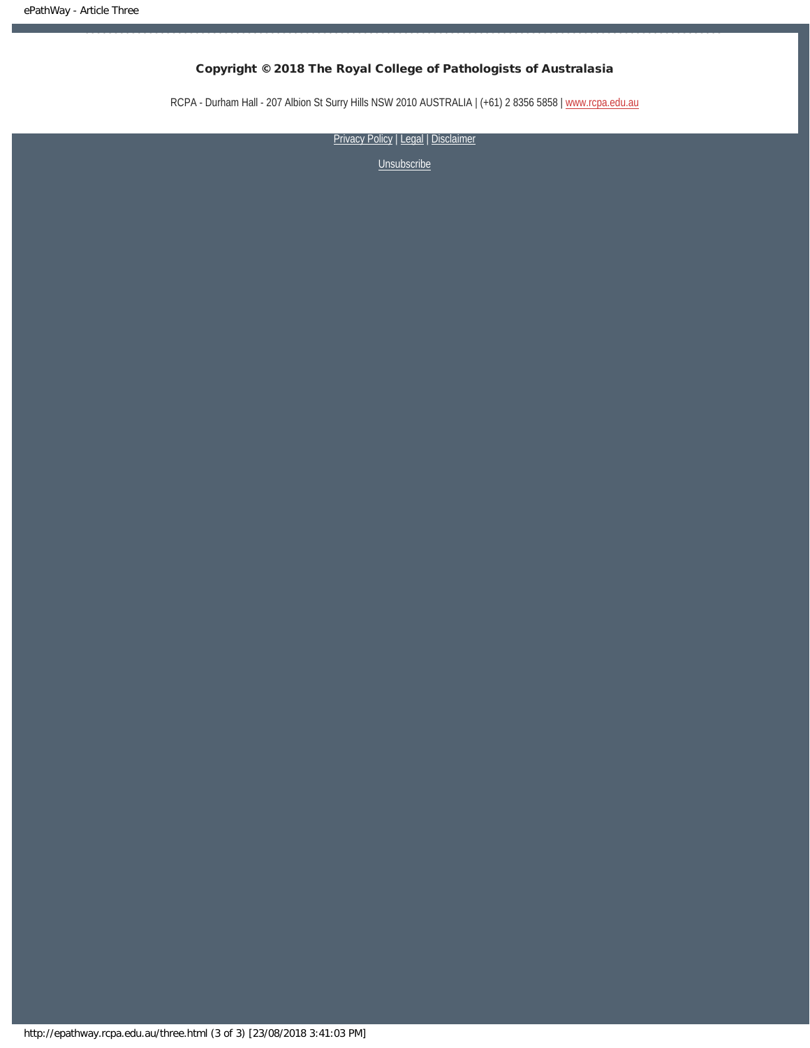**Copyright © 2018 The Royal College of Pathologists of Australasia**

RCPA - Durham Hall - 207 Albion St Surry Hills NSW 2010 AUSTRALIA | (+61) 2 8356 5858 | www.rcpa.edu.au

Privacy Policy | Legal | Disclaimer

Unsubscribe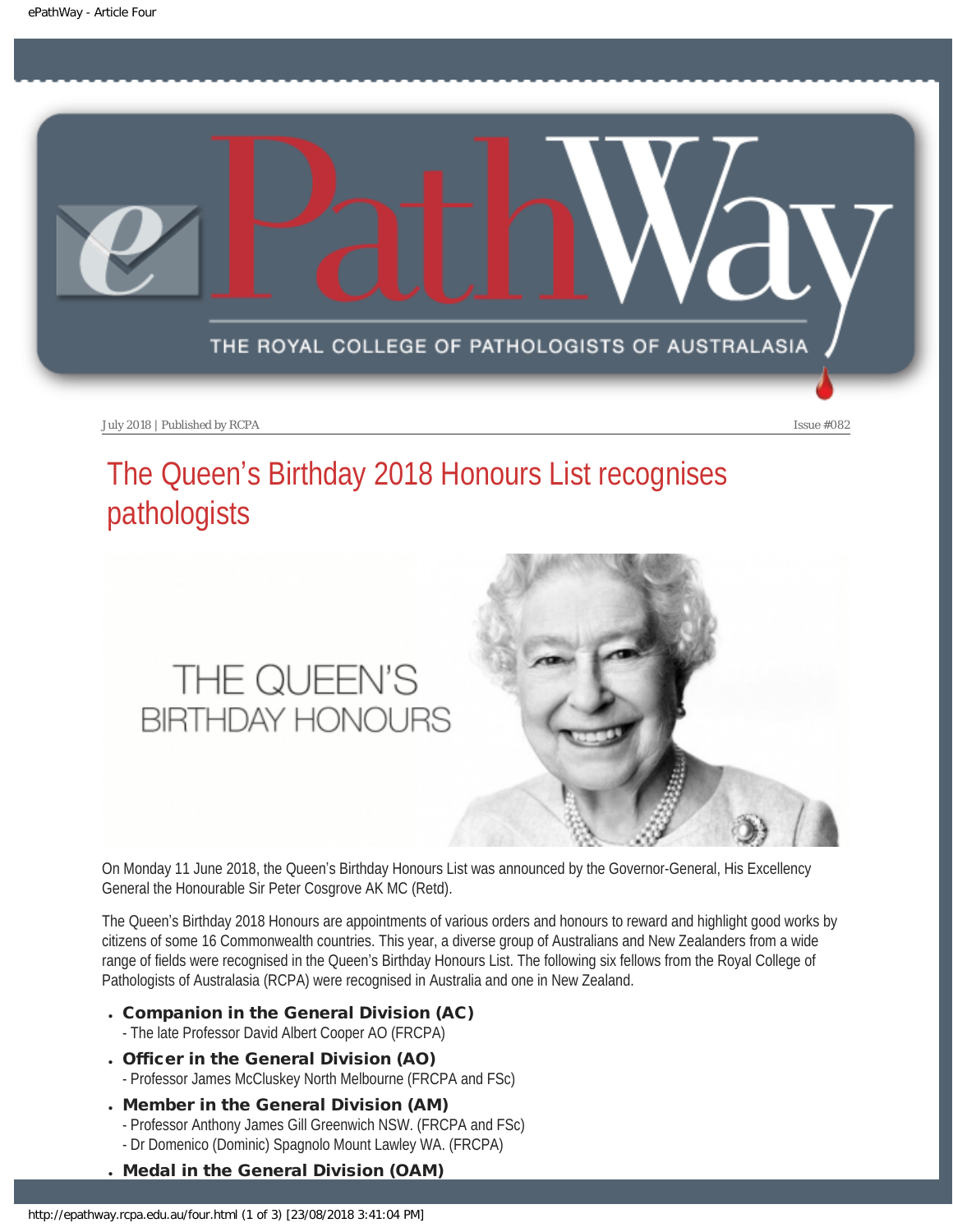July 2018 | Published by RCPA | Issue #082

# The Queen's Birthday 2018 Honours List recognises pathologists

On Monday 11 June 2018, the Queen's Birthday Honours List was announced by the Governor-General, His Excellency General the Honourable Sir Peter Cosgrove AK MC (Retd).

The Queen's Birthday 2018 Honours are appointments of various orders and honours to reward and highlight good works by citizens of some 16 Commonwealth countries. This year, a diverse group of Australians and New Zealanders from a wide range of fields were recognised in the Queen's Birthday Honours List. The following six fellows from the Royal College of Pathologists of Australasia (RCPA) were recognised in Australia and one in New Zealand.

- **Companion in the General Division (AC)**
  - The late Professor David Albert Cooper AO (FRCPA)
- **Officer in the General Division (AO)**
  - Professor James McCluskey North Melbourne (FRCPA and FSc)
- **Member in the General Division (AM)**
  - Professor Anthony James Gill Greenwich NSW. (FRCPA and FSc)
  - Dr Domenico (Dominic) Spagnolo Mount Lawley WA. (FRCPA)
- **Medal in the General Division (OAM)**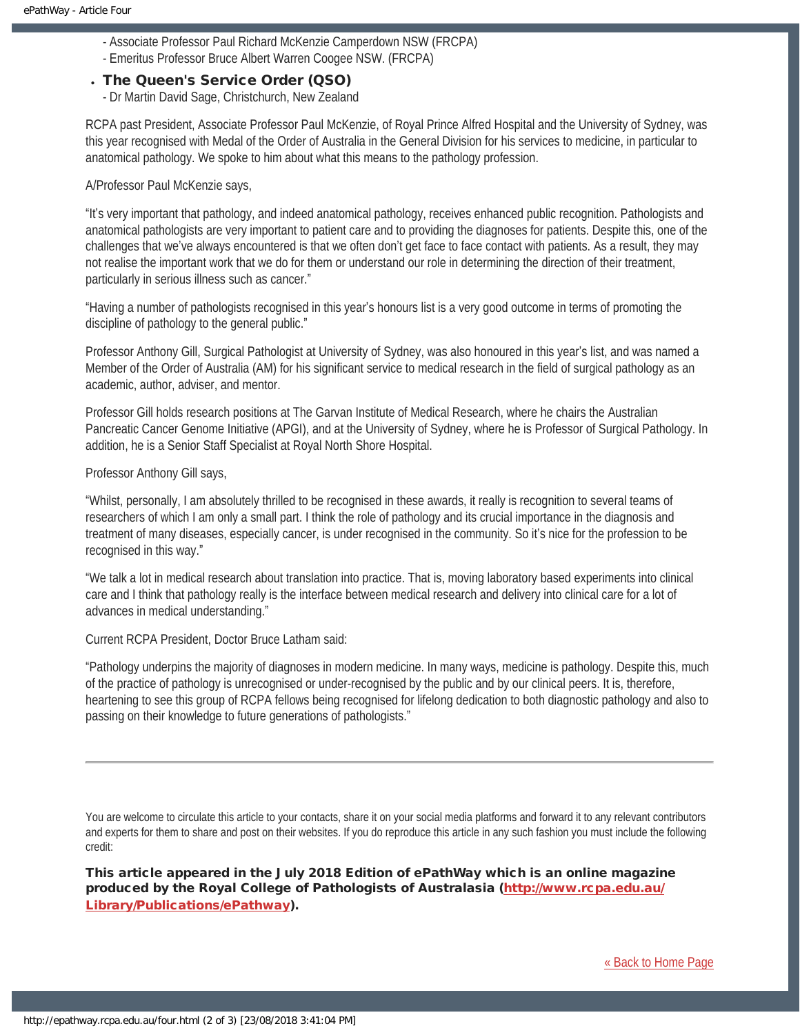- Associate Professor Paul Richard McKenzie Camperdown NSW (FRCPA)
- Emeritus Professor Bruce Albert Warren Coogee NSW. (FRCPA)

- **The Queen's Service Order (QSO)**
  - Dr Martin David Sage, Christchurch, New Zealand

RCPA past President, Associate Professor Paul McKenzie, of Royal Prince Alfred Hospital and the University of Sydney, was this year recognised with Medal of the Order of Australia in the General Division for his services to medicine, in particular to anatomical pathology. We spoke to him about what this means to the pathology profession.

A/Professor Paul McKenzie says,

"It's very important that pathology, and indeed anatomical pathology, receives enhanced public recognition. Pathologists and anatomical pathologists are very important to patient care and to providing the diagnoses for patients. Despite this, one of the challenges that we've always encountered is that we often don't get face to face contact with patients. As a result, they may not realise the important work that we do for them or understand our role in determining the direction of their treatment, particularly in serious illness such as cancer."

"Having a number of pathologists recognised in this year's honours list is a very good outcome in terms of promoting the discipline of pathology to the general public."

Professor Anthony Gill, Surgical Pathologist at University of Sydney, was also honoured in this year's list, and was named a Member of the Order of Australia (AM) for his significant service to medical research in the field of surgical pathology as an academic, author, adviser, and mentor.

Professor Gill holds research positions at The Garvan Institute of Medical Research, where he chairs the Australian Pancreatic Cancer Genome Initiative (APGI), and at the University of Sydney, where he is Professor of Surgical Pathology. In addition, he is a Senior Staff Specialist at Royal North Shore Hospital.

Professor Anthony Gill says,

"Whilst, personally, I am absolutely thrilled to be recognised in these awards, it really is recognition to several teams of researchers of which I am only a small part. I think the role of pathology and its crucial importance in the diagnosis and treatment of many diseases, especially cancer, is under recognised in the community. So it's nice for the profession to be recognised in this way."

"We talk a lot in medical research about translation into practice. That is, moving laboratory based experiments into clinical care and I think that pathology really is the interface between medical research and delivery into clinical care for a lot of advances in medical understanding."

Current RCPA President, Doctor Bruce Latham said:

"Pathology underpins the majority of diagnoses in modern medicine. In many ways, medicine is pathology. Despite this, much of the practice of pathology is unrecognised or under-recognised by the public and by our clinical peers. It is, therefore, heartening to see this group of RCPA fellows being recognised for lifelong dedication to both diagnostic pathology and also to passing on their knowledge to future generations of pathologists."

---

You are welcome to circulate this article to your contacts, share it on your social media platforms and forward it to any relevant contributors and experts for them to share and post on their websites. If you do reproduce this article in any such fashion you must include the following credit:

**This article appeared in the July 2018 Edition of ePathWay which is an online magazine produced by the Royal College of Pathologists of Australasia ([http://www.rcpa.edu.au/Library/Publications/ePathway](http://www.rcpa.edu.au/Library/Publications/ePathway)).**

« Back to Home Page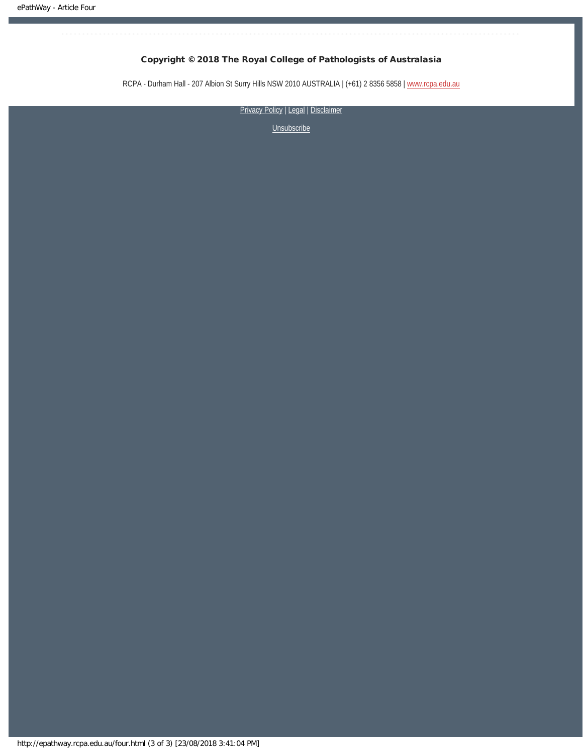**Copyright © 2018 The Royal College of Pathologists of Australasia**

RCPA - Durham Hall - 207 Albion St Surry Hills NSW 2010 AUSTRALIA | (+61) 2 8356 5858 | www.rcpa.edu.au

Privacy Policy | Legal | Disclaimer

Unsubscribe